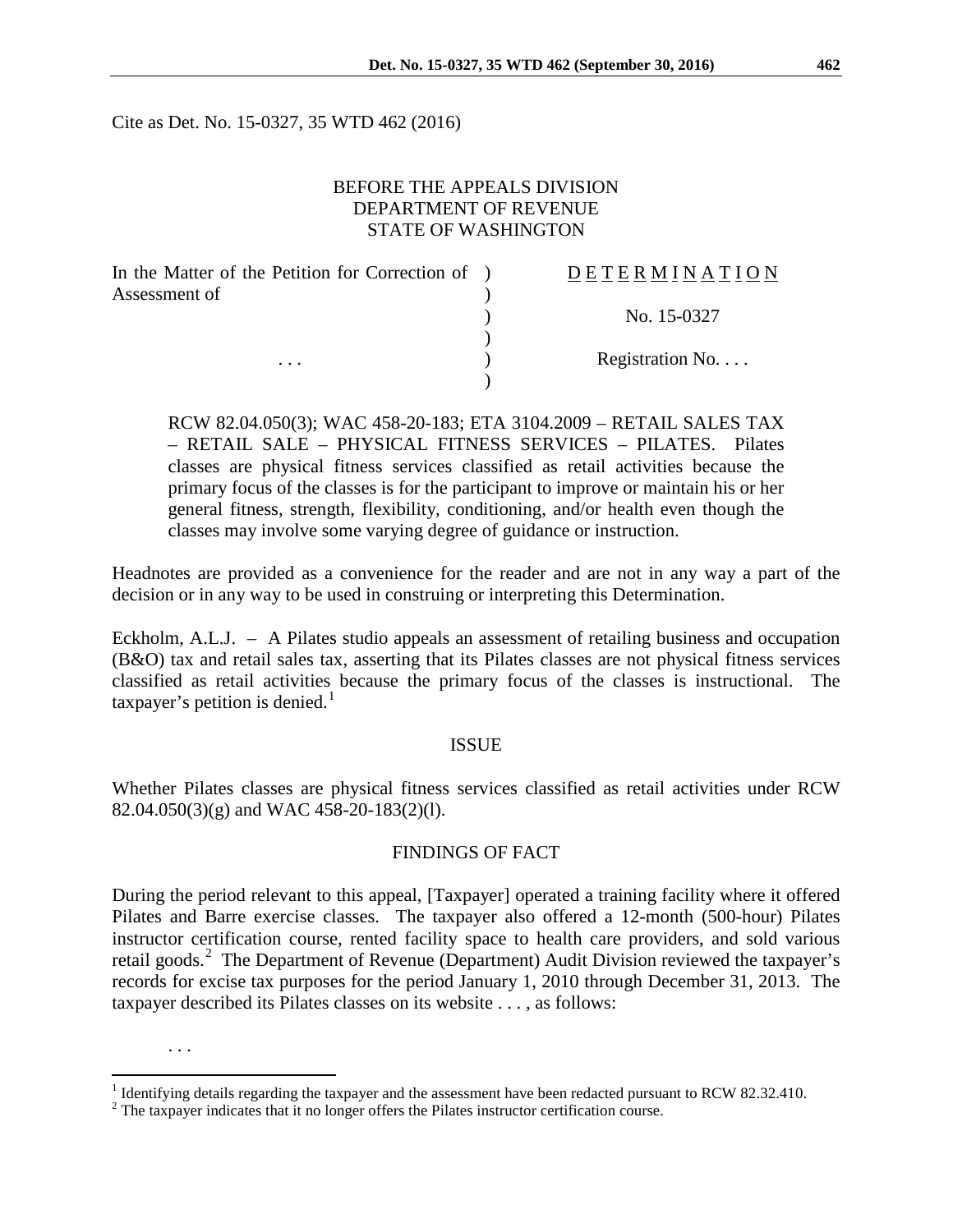Cite as Det. No. 15-0327, 35 WTD 462 (2016)

BEFORE THE APPEALS DIVISION
DEPARTMENT OF REVENUE
STATE OF WASHINGTON

| In the Matter of the Petition for Correction of Assessment of | D E T E R M I N A T I O N |
|---|---|
| | No. 15-0327 |
| . . . | Registration No. . . . |

RCW 82.04.050(3); WAC 458-20-183; ETA 3104.2009 – RETAIL SALES TAX – RETAIL SALE – PHYSICAL FITNESS SERVICES – PILATES. Pilates classes are physical fitness services classified as retail activities because the primary focus of the classes is for the participant to improve or maintain his or her general fitness, strength, flexibility, conditioning, and/or health even though the classes may involve some varying degree of guidance or instruction.

Headnotes are provided as a convenience for the reader and are not in any way a part of the decision or in any way to be used in construing or interpreting this Determination.

Eckholm, A.L.J. – A Pilates studio appeals an assessment of retailing business and occupation (B&O) tax and retail sales tax, asserting that its Pilates classes are not physical fitness services classified as retail activities because the primary focus of the classes is instructional. The taxpayer's petition is denied.[1]

## ISSUE

Whether Pilates classes are physical fitness services classified as retail activities under RCW 82.04.050(3)(g) and WAC 458-20-183(2)(l).

## FINDINGS OF FACT

During the period relevant to this appeal, [Taxpayer] operated a training facility where it offered Pilates and Barre exercise classes. The taxpayer also offered a 12-month (500-hour) Pilates instructor certification course, rented facility space to health care providers, and sold various retail goods.[2] The Department of Revenue (Department) Audit Division reviewed the taxpayer's records for excise tax purposes for the period January 1, 2010 through December 31, 2013. The taxpayer described its Pilates classes on its website . . . , as follows:

. . .

[1] Identifying details regarding the taxpayer and the assessment have been redacted pursuant to RCW 82.32.410.

[2] The taxpayer indicates that it no longer offers the Pilates instructor certification course.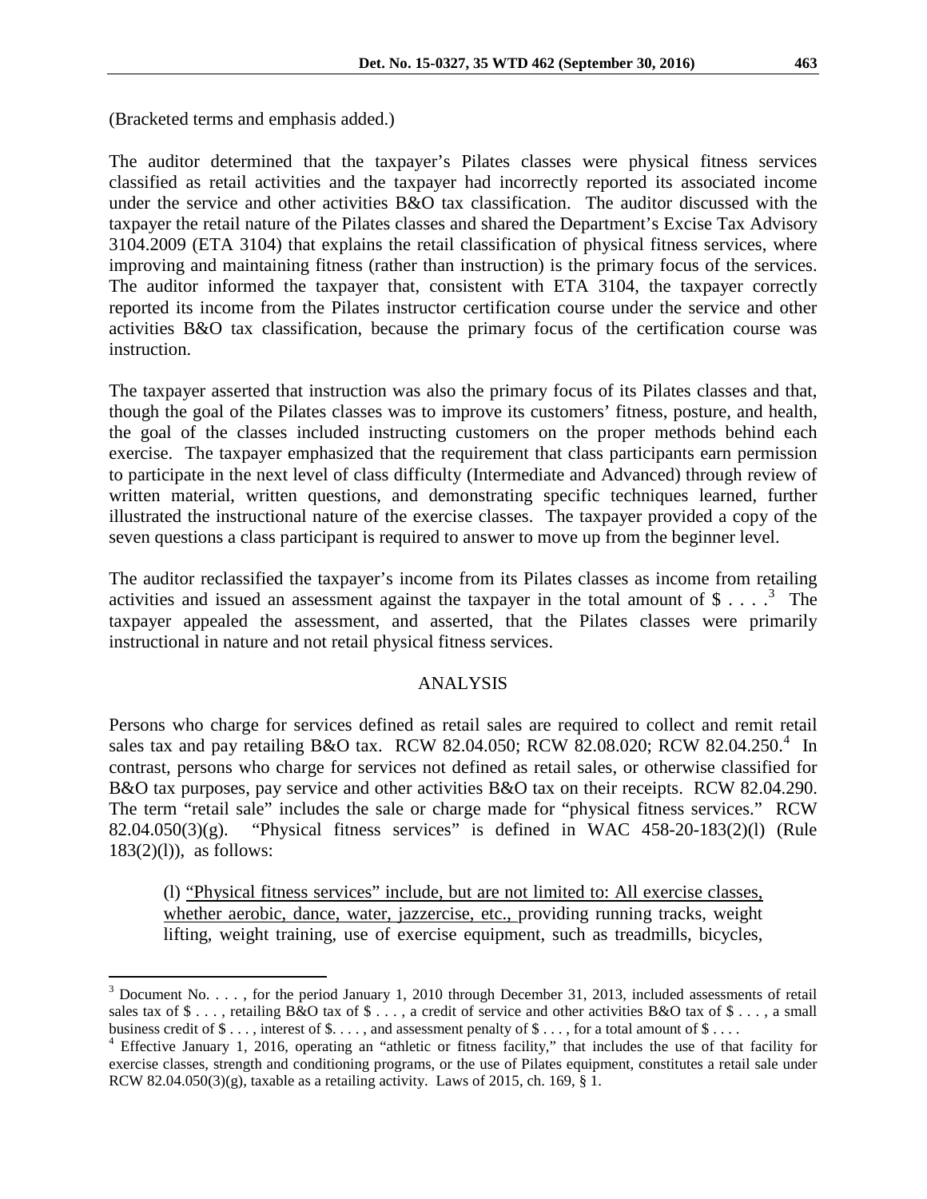(Bracketed terms and emphasis added.)

The auditor determined that the taxpayer's Pilates classes were physical fitness services classified as retail activities and the taxpayer had incorrectly reported its associated income under the service and other activities B&O tax classification. The auditor discussed with the taxpayer the retail nature of the Pilates classes and shared the Department's Excise Tax Advisory 3104.2009 (ETA 3104) that explains the retail classification of physical fitness services, where improving and maintaining fitness (rather than instruction) is the primary focus of the services. The auditor informed the taxpayer that, consistent with ETA 3104, the taxpayer correctly reported its income from the Pilates instructor certification course under the service and other activities B&O tax classification, because the primary focus of the certification course was instruction.

The taxpayer asserted that instruction was also the primary focus of its Pilates classes and that, though the goal of the Pilates classes was to improve its customers' fitness, posture, and health, the goal of the classes included instructing customers on the proper methods behind each exercise. The taxpayer emphasized that the requirement that class participants earn permission to participate in the next level of class difficulty (Intermediate and Advanced) through review of written material, written questions, and demonstrating specific techniques learned, further illustrated the instructional nature of the exercise classes. The taxpayer provided a copy of the seven questions a class participant is required to answer to move up from the beginner level.

The auditor reclassified the taxpayer's income from its Pilates classes as income from retailing activities and issued an assessment against the taxpayer in the total amount of $ . . . .[3] The taxpayer appealed the assessment, and asserted, that the Pilates classes were primarily instructional in nature and not retail physical fitness services.

## ANALYSIS

Persons who charge for services defined as retail sales are required to collect and remit retail sales tax and pay retailing B&O tax. RCW 82.04.050; RCW 82.08.020; RCW 82.04.250.[4] In contrast, persons who charge for services not defined as retail sales, or otherwise classified for B&O tax purposes, pay service and other activities B&O tax on their receipts. RCW 82.04.290. The term "retail sale" includes the sale or charge made for "physical fitness services." RCW 82.04.050(3)(g). "Physical fitness services" is defined in WAC 458-20-183(2)(l) (Rule 183(2)(l)), as follows:

> (l) "Physical fitness services" include, but are not limited to: All exercise classes, whether aerobic, dance, water, jazzercise, etc., providing running tracks, weight lifting, weight training, use of exercise equipment, such as treadmills, bicycles,

---

[3] Document No. . . . , for the period January 1, 2010 through December 31, 2013, included assessments of retail sales tax of $ . . . , retailing B&O tax of $ . . . , a credit of service and other activities B&O tax of $ . . . , a small business credit of $ . . . , interest of $. . . . , and assessment penalty of $ . . . , for a total amount of $ . . . .

[4] Effective January 1, 2016, operating an "athletic or fitness facility," that includes the use of that facility for exercise classes, strength and conditioning programs, or the use of Pilates equipment, constitutes a retail sale under RCW 82.04.050(3)(g), taxable as a retailing activity. Laws of 2015, ch. 169, § 1.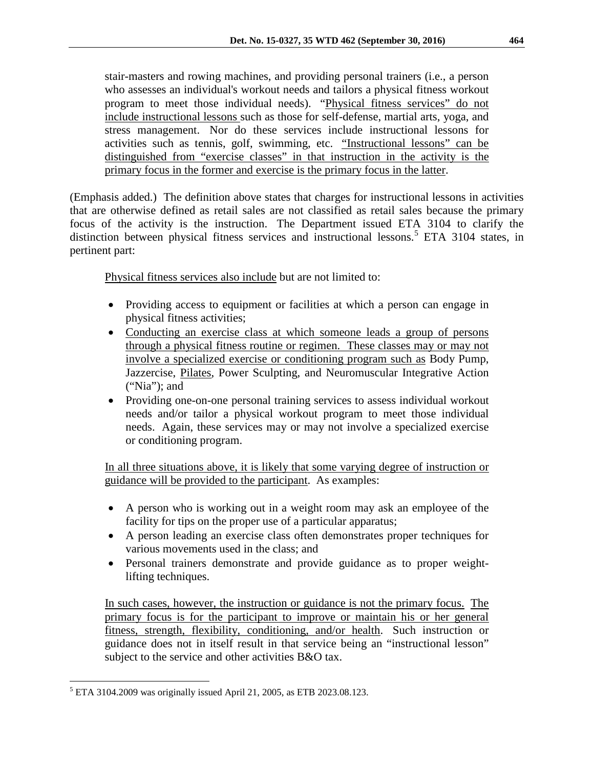stair-masters and rowing machines, and providing personal trainers (i.e., a person who assesses an individual's workout needs and tailors a physical fitness workout program to meet those individual needs). "Physical fitness services" do not include instructional lessons such as those for self-defense, martial arts, yoga, and stress management. Nor do these services include instructional lessons for activities such as tennis, golf, swimming, etc. "Instructional lessons" can be distinguished from "exercise classes" in that instruction in the activity is the primary focus in the former and exercise is the primary focus in the latter.

(Emphasis added.) The definition above states that charges for instructional lessons in activities that are otherwise defined as retail sales are not classified as retail sales because the primary focus of the activity is the instruction. The Department issued ETA 3104 to clarify the distinction between physical fitness services and instructional lessons.[5] ETA 3104 states, in pertinent part:

> Physical fitness services also include but are not limited to:
>
> - Providing access to equipment or facilities at which a person can engage in physical fitness activities;
> - Conducting an exercise class at which someone leads a group of persons through a physical fitness routine or regimen. These classes may or may not involve a specialized exercise or conditioning program such as Body Pump, Jazzercise, Pilates, Power Sculpting, and Neuromuscular Integrative Action ("Nia"); and
> - Providing one-on-one personal training services to assess individual workout needs and/or tailor a physical workout program to meet those individual needs. Again, these services may or may not involve a specialized exercise or conditioning program.
>
> In all three situations above, it is likely that some varying degree of instruction or guidance will be provided to the participant. As examples:
>
> - A person who is working out in a weight room may ask an employee of the facility for tips on the proper use of a particular apparatus;
> - A person leading an exercise class often demonstrates proper techniques for various movements used in the class; and
> - Personal trainers demonstrate and provide guidance as to proper weight-lifting techniques.
>
> In such cases, however, the instruction or guidance is not the primary focus. The primary focus is for the participant to improve or maintain his or her general fitness, strength, flexibility, conditioning, and/or health. Such instruction or guidance does not in itself result in that service being an "instructional lesson" subject to the service and other activities B&O tax.

---

[5] ETA 3104.2009 was originally issued April 21, 2005, as ETB 2023.08.123.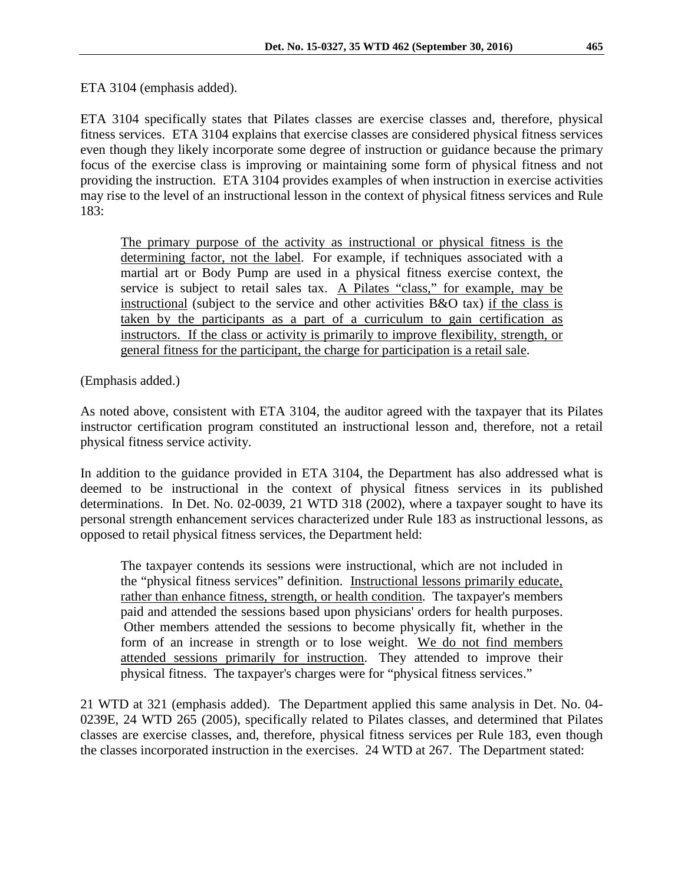ETA 3104 (emphasis added).

ETA 3104 specifically states that Pilates classes are exercise classes and, therefore, physical fitness services. ETA 3104 explains that exercise classes are considered physical fitness services even though they likely incorporate some degree of instruction or guidance because the primary focus of the exercise class is improving or maintaining some form of physical fitness and not providing the instruction. ETA 3104 provides examples of when instruction in exercise activities may rise to the level of an instructional lesson in the context of physical fitness services and Rule 183:

> <u>The primary purpose of the activity as instructional or physical fitness is the determining factor, not the label</u>. For example, if techniques associated with a martial art or Body Pump are used in a physical fitness exercise context, the service is subject to retail sales tax. <u>A Pilates "class," for example, may be instructional</u> (subject to the service and other activities B&O tax) <u>if the class is taken by the participants as a part of a curriculum to gain certification as instructors. If the class or activity is primarily to improve flexibility, strength, or general fitness for the participant, the charge for participation is a retail sale</u>.

(Emphasis added.)

As noted above, consistent with ETA 3104, the auditor agreed with the taxpayer that its Pilates instructor certification program constituted an instructional lesson and, therefore, not a retail physical fitness service activity.

In addition to the guidance provided in ETA 3104, the Department has also addressed what is deemed to be instructional in the context of physical fitness services in its published determinations. In Det. No. 02-0039, 21 WTD 318 (2002), where a taxpayer sought to have its personal strength enhancement services characterized under Rule 183 as instructional lessons, as opposed to retail physical fitness services, the Department held:

> The taxpayer contends its sessions were instructional, which are not included in the "physical fitness services" definition. <u>Instructional lessons primarily educate, rather than enhance fitness, strength, or health condition</u>. The taxpayer's members paid and attended the sessions based upon physicians' orders for health purposes. Other members attended the sessions to become physically fit, whether in the form of an increase in strength or to lose weight. <u>We do not find members attended sessions primarily for instruction</u>. They attended to improve their physical fitness. The taxpayer's charges were for "physical fitness services."

21 WTD at 321 (emphasis added). The Department applied this same analysis in Det. No. 04-0239E, 24 WTD 265 (2005), specifically related to Pilates classes, and determined that Pilates classes are exercise classes, and, therefore, physical fitness services per Rule 183, even though the classes incorporated instruction in the exercises. 24 WTD at 267. The Department stated: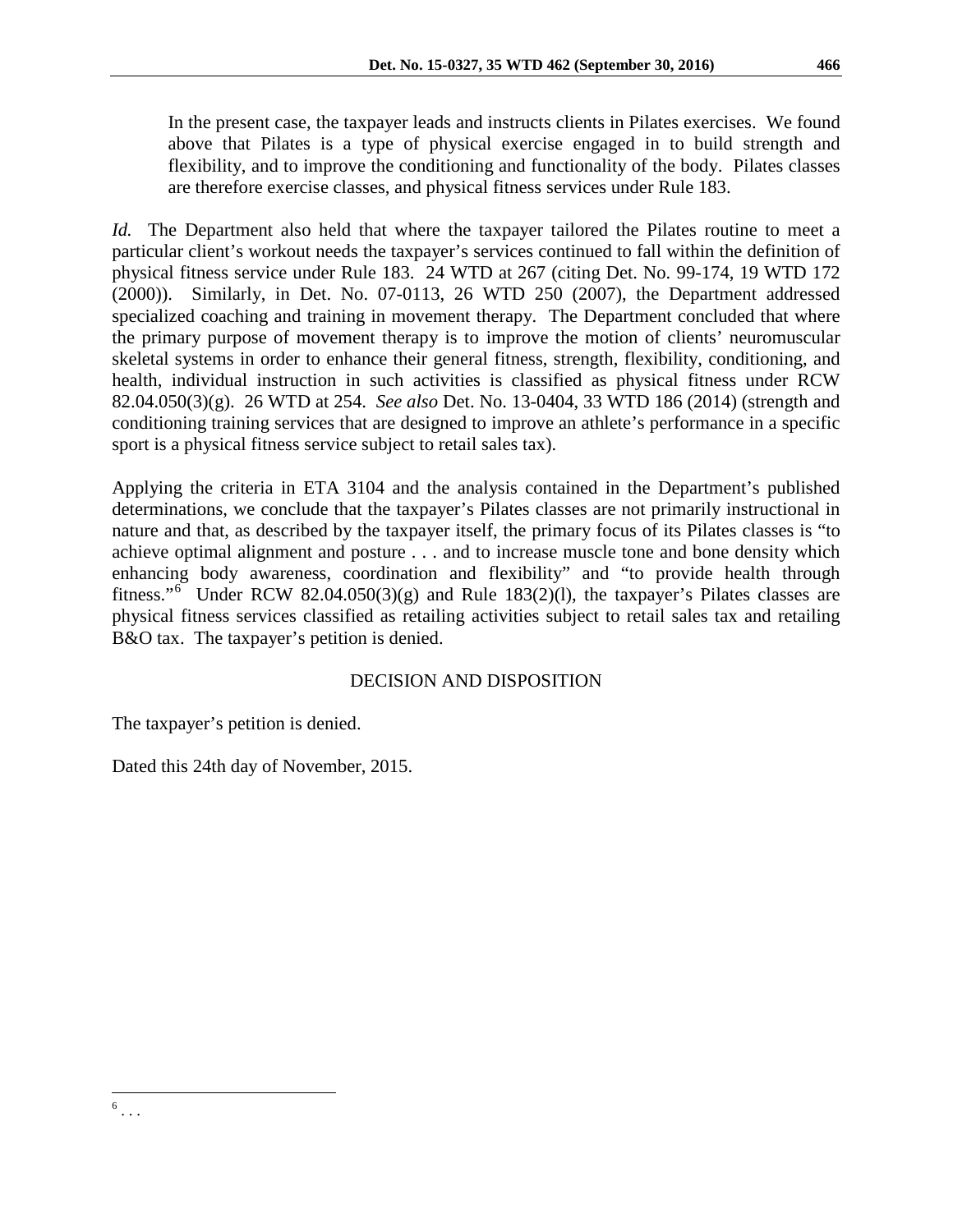> In the present case, the taxpayer leads and instructs clients in Pilates exercises. We found above that Pilates is a type of physical exercise engaged in to build strength and flexibility, and to improve the conditioning and functionality of the body. Pilates classes are therefore exercise classes, and physical fitness services under Rule 183.

*Id.* The Department also held that where the taxpayer tailored the Pilates routine to meet a particular client's workout needs the taxpayer's services continued to fall within the definition of physical fitness service under Rule 183. 24 WTD at 267 (citing Det. No. 99-174, 19 WTD 172 (2000)). Similarly, in Det. No. 07-0113, 26 WTD 250 (2007), the Department addressed specialized coaching and training in movement therapy. The Department concluded that where the primary purpose of movement therapy is to improve the motion of clients' neuromuscular skeletal systems in order to enhance their general fitness, strength, flexibility, conditioning, and health, individual instruction in such activities is classified as physical fitness under RCW 82.04.050(3)(g). 26 WTD at 254. *See also* Det. No. 13-0404, 33 WTD 186 (2014) (strength and conditioning training services that are designed to improve an athlete's performance in a specific sport is a physical fitness service subject to retail sales tax).

Applying the criteria in ETA 3104 and the analysis contained in the Department's published determinations, we conclude that the taxpayer's Pilates classes are not primarily instructional in nature and that, as described by the taxpayer itself, the primary focus of its Pilates classes is "to achieve optimal alignment and posture . . . and to increase muscle tone and bone density which enhancing body awareness, coordination and flexibility" and "to provide health through fitness."[6] Under RCW 82.04.050(3)(g) and Rule 183(2)(l), the taxpayer's Pilates classes are physical fitness services classified as retailing activities subject to retail sales tax and retailing B&O tax. The taxpayer's petition is denied.

## DECISION AND DISPOSITION

The taxpayer's petition is denied.

Dated this 24th day of November, 2015.

---

[6] . . .